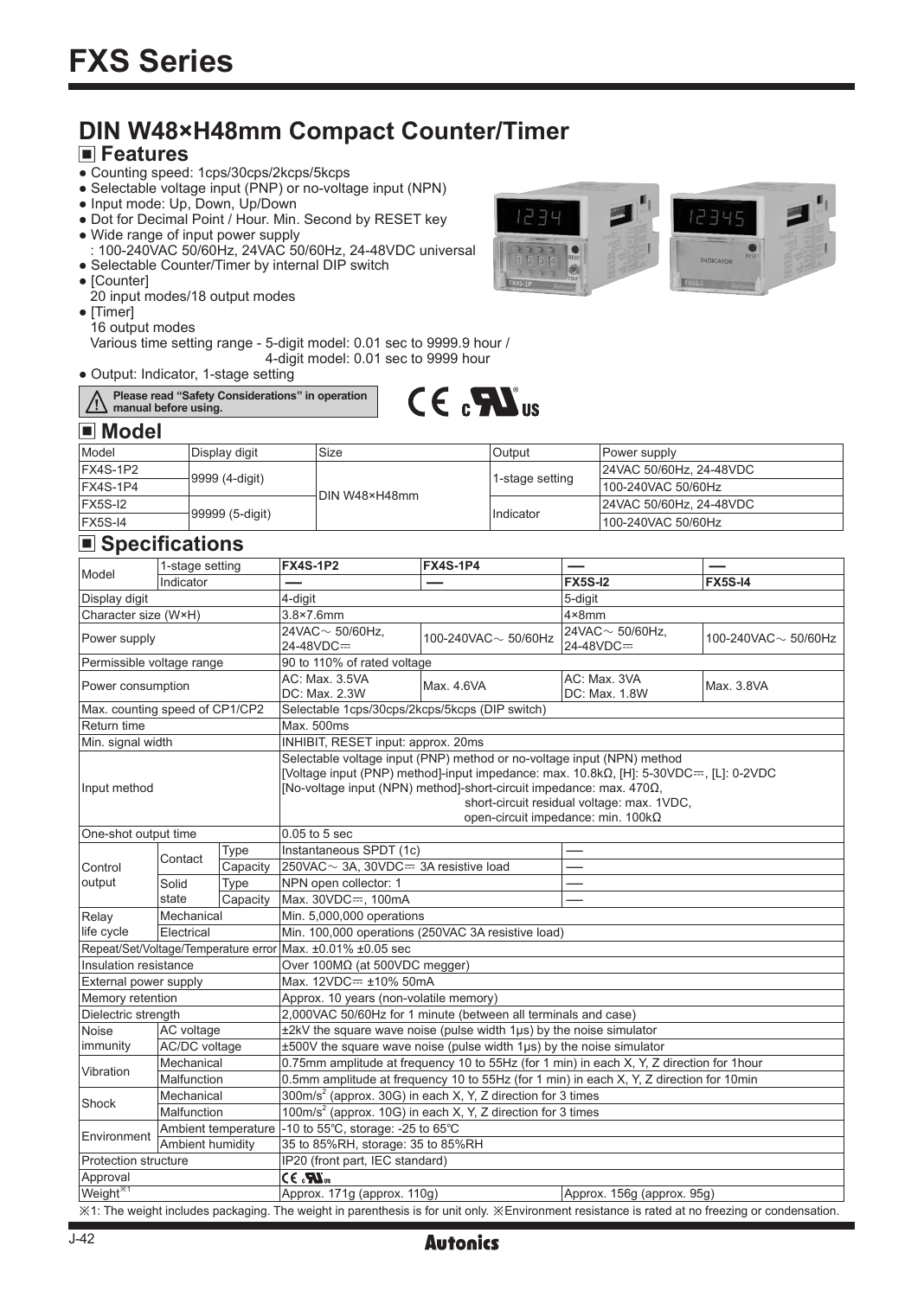# FXS Series

## DIN W48×H48mm Compact Counter/Timer

### ■ Features

- Counting speed: 1cps/30cps/2kcps/5kcps
- Selectable voltage input (PNP) or no-voltage input (NPN)
- Input mode: Up, Down, Up/Down
- Dot for Decimal Point / Hour. Min. Second by RESET key
- Wide range of input power supply
  : 100-240VAC 50/60Hz, 24VAC 50/60Hz, 24-48VDC universal
- Selectable Counter/Timer by internal DIP switch
- [Counter]
  20 input modes/18 output modes
- [Timer]
  16 output modes
  Various time setting range - 5-digit model: 0.01 sec to 9999.9 hour /
  4-digit model: 0.01 sec to 9999 hour
- Output: Indicator, 1-stage setting

⚠ Please read "Safety Considerations" in operation manual before using.

### ■ Model

| Model | Display digit | Size | Output | Power supply |
|---|---|---|---|---|
| FX4S-1P2 | 9999 (4-digit) | DIN W48×H48mm | 1-stage setting | 24VAC 50/60Hz, 24-48VDC |
| FX4S-1P4 | | | | 100-240VAC 50/60Hz |
| FX5S-I2 | 99999 (5-digit) | | Indicator | 24VAC 50/60Hz, 24-48VDC |
| FX5S-I4 | | | | 100-240VAC 50/60Hz |

### ■ Specifications

| Model | | | | | | |
|---|---|---|---|---|---|---|
| Model | 1-stage setting | | FX4S-1P2 | FX4S-1P4 | — | — |
| | Indicator | | — | — | FX5S-I2 | FX5S-I4 |
| Display digit | | | 4-digit | | 5-digit | |
| Character size (W×H) | | | 3.8×7.6mm | | 4×8mm | |
| Power supply | | | 24VAC∼ 50/60Hz, 24-48VDC⎓ | 100-240VAC∼ 50/60Hz | 24VAC∼ 50/60Hz, 24-48VDC⎓ | 100-240VAC∼ 50/60Hz |
| Permissible voltage range | | | 90 to 110% of rated voltage | | | |
| Power consumption | | | AC: Max. 3.5VA DC: Max. 2.3W | Max. 4.6VA | AC: Max. 3VA DC: Max. 1.8W | Max. 3.8VA |
| Max. counting speed of CP1/CP2 | | | Selectable 1cps/30cps/2kcps/5kcps (DIP switch) | | | |
| Return time | | | Max. 500ms | | | |
| Min. signal width | | | INHIBIT, RESET input: approx. 20ms | | | |
| Input method | | | Selectable voltage input (PNP) method or no-voltage input (NPN) method [Voltage input (PNP) method]-input impedance: max. 10.8kΩ, [H]: 5-30VDC⎓, [L]: 0-2VDC [No-voltage input (NPN) method]-short-circuit impedance: max. 470Ω, short-circuit residual voltage: max. 1VDC, open-circuit impedance: min. 100kΩ | | | |
| One-shot output time | | | 0.05 to 5 sec | | | |
| Control output | Contact | Type | Instantaneous SPDT (1c) | | — | |
| | | Capacity | 250VAC∼ 3A, 30VDC⎓ 3A resistive load | | — | |
| | Solid state | Type | NPN open collector: 1 | | — | |
| | | Capacity | Max. 30VDC⎓, 100mA | | — | |
| Relay life cycle | Mechanical | | Min. 5,000,000 operations | | | |
| | Electrical | | Min. 100,000 operations (250VAC 3A resistive load) | | | |
| Repeat/Set/Voltage/Temperature error | | | Max. ±0.01% ±0.05 sec | | | |
| Insulation resistance | | | Over 100MΩ (at 500VDC megger) | | | |
| External power supply | | | Max. 12VDC⎓ ±10% 50mA | | | |
| Memory retention | | | Approx. 10 years (non-volatile memory) | | | |
| Dielectric strength | | | 2,000VAC 50/60Hz for 1 minute (between all terminals and case) | | | |
| Noise immunity | AC voltage | | ±2kV the square wave noise (pulse width 1μs) by the noise simulator | | | |
| | AC/DC voltage | | ±500V the square wave noise (pulse width 1μs) by the noise simulator | | | |
| Vibration | Mechanical | | 0.75mm amplitude at frequency 10 to 55Hz (for 1 min) in each X, Y, Z direction for 1hour | | | |
| | Malfunction | | 0.5mm amplitude at frequency 10 to 55Hz (for 1 min) in each X, Y, Z direction for 10min | | | |
| Shock | Mechanical | | 300m/s² (approx. 30G) in each X, Y, Z direction for 3 times | | | |
| | Malfunction | | 100m/s² (approx. 10G) in each X, Y, Z direction for 3 times | | | |
| Environment | Ambient temperature | | -10 to 55℃, storage: -25 to 65℃ | | | |
| | Ambient humidity | | 35 to 85%RH, storage: 35 to 85%RH | | | |
| Protection structure | | | IP20 (front part, IEC standard) | | | |
| Approval | | | CE cULus | | | |
| Weight※1 | | | Approx. 171g (approx. 110g) | | Approx. 156g (approx. 95g) | |

※1: The weight includes packaging. The weight in parenthesis is for unit only. ※Environment resistance is rated at no freezing or condensation.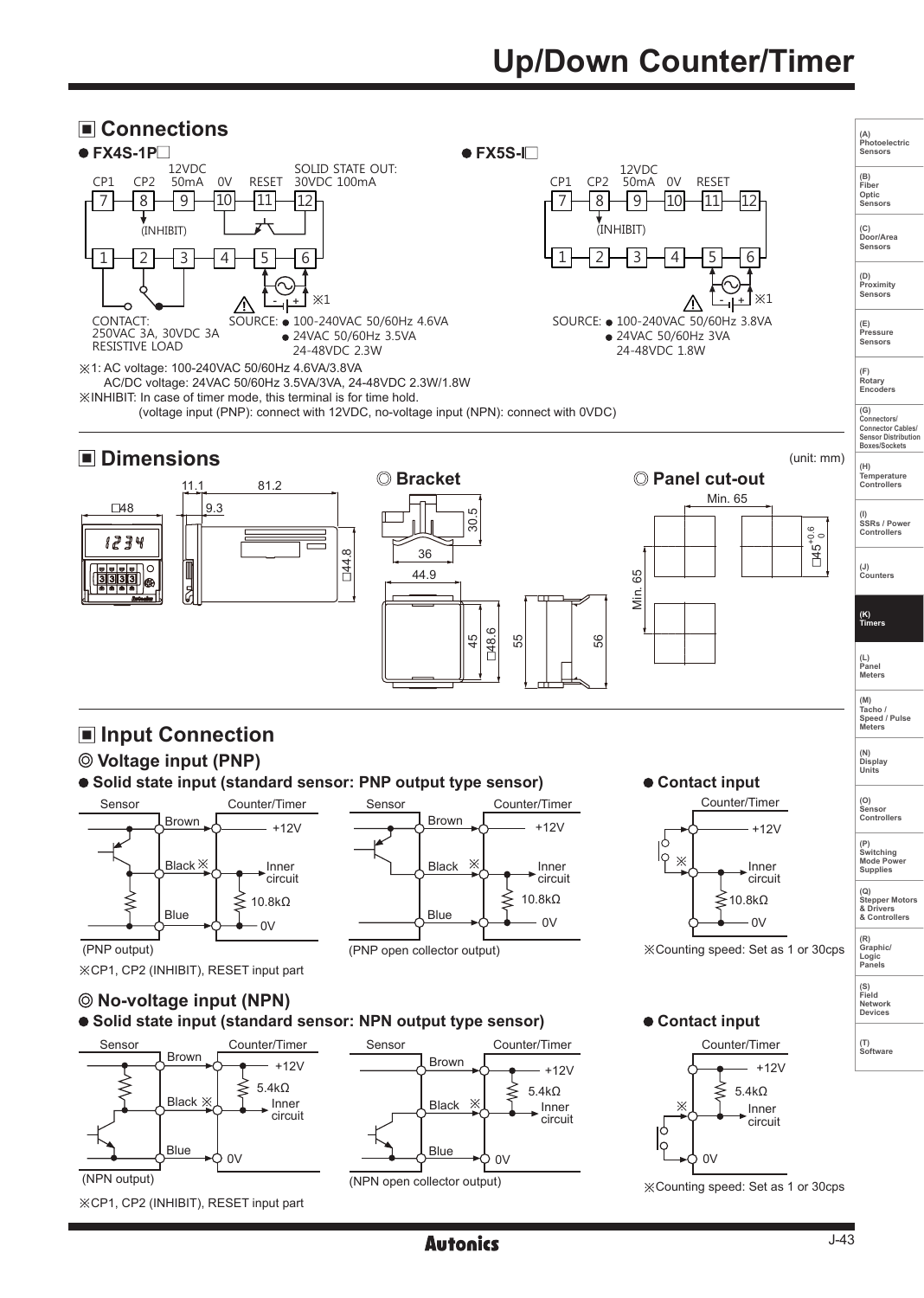# Up/Down Counter/Timer

## ■ Connections

● FX4S-1P□

CP1 CP2 12VDC 50mA 0V RESET SOLID STATE OUT: 30VDC 100mA

7 8 9 10 11 12

(INHIBIT)

1 2 3 4 5 6

※1

CONTACT: 250VAC 3A, 30VDC 3A RESISTIVE LOAD

SOURCE: ● 100-240VAC 50/60Hz 4.6VA
● 24VAC 50/60Hz 3.5VA
24-48VDC 2.3W

● FX5S-I□

CP1 CP2 12VDC 50mA 0V RESET

7 8 9 10 11 12

(INHIBIT)

1 2 3 4 5 6

※1

SOURCE: ● 100-240VAC 50/60Hz 3.8VA
● 24VAC 50/60Hz 3VA
24-48VDC 1.8W

※1: AC voltage: 100-240VAC 50/60Hz 4.6VA/3.8VA
AC/DC voltage: 24VAC 50/60Hz 3.5VA/3VA, 24-48VDC 2.3W/1.8W

※INHIBIT: In case of timer mode, this terminal is for time hold.
(voltage input (PNP): connect with 12VDC, no-voltage input (NPN): connect with 0VDC)

## ■ Dimensions

(unit: mm)

□48, 11.1, 81.2, 9.3, □44.8

### ◎ Bracket

30.5, 36, 44.9, 45, □48.6, 55, 56

### ◎ Panel cut-out

Min. 65, Min. 65, □45 $^{+0.6}_{0}$

## ■ Input Connection

### ◎ Voltage input (PNP)

● Solid state input (standard sensor: PNP output type sensor)

Sensor — Counter/Timer: Brown +12V, Black ※ Inner circuit, 10.8kΩ, Blue 0V

(PNP output)

(PNP open collector output)

※CP1, CP2 (INHIBIT), RESET input part

● Contact input

Counter/Timer: +12V, ※ Inner circuit, 10.8kΩ, 0V

※Counting speed: Set as 1 or 30cps

### ◎ No-voltage input (NPN)

● Solid state input (standard sensor: NPN output type sensor)

Sensor — Counter/Timer: Brown +12V, 5.4kΩ, Black ※ Inner circuit, Blue 0V

(NPN output)

(NPN open collector output)

※CP1, CP2 (INHIBIT), RESET input part

● Contact input

Counter/Timer: +12V, 5.4kΩ, ※ Inner circuit, 0V

※Counting speed: Set as 1 or 30cps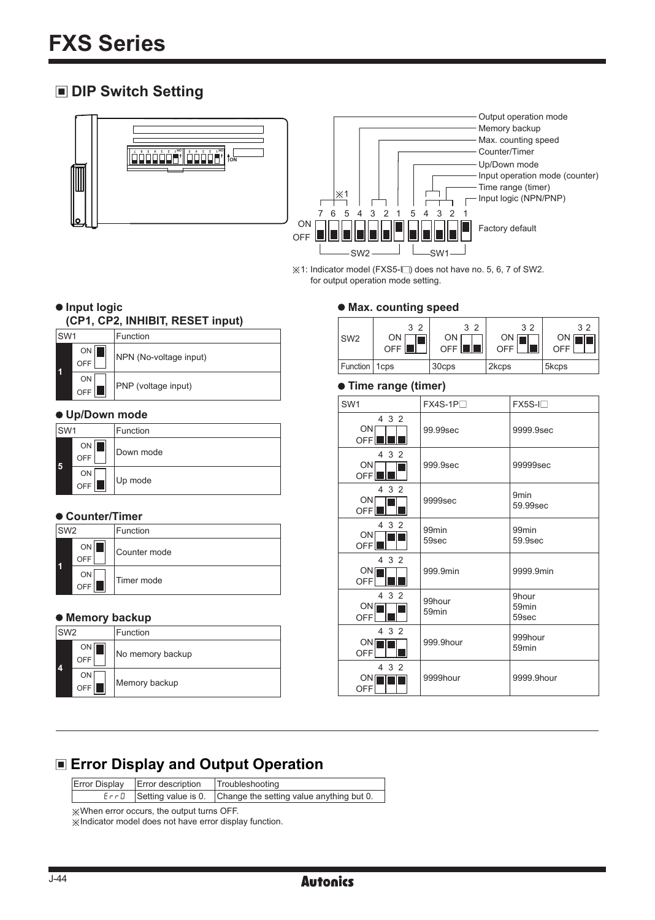## DIP Switch Setting

- Output operation mode
- Memory backup
- Max. counting speed
- Counter/Timer
- Up/Down mode
- Input operation mode (counter)
- Time range (timer)
- Input logic (NPN/PNP)

SW2: 7 6 5 4 3 2 1 ※1 — SW1: 5 4 3 2 1 — ON/OFF — Factory default

※1: Indicator model (FXS5-I□) does not have no. 5, 6, 7 of SW2. for output operation mode setting.

### ● Input logic (CP1, CP2, INHIBIT, RESET input)

| SW1 | | Function |
|---|---|---|
| 1 | ON | NPN (No-voltage input) |
| | OFF | PNP (voltage input) |

### ● Up/Down mode

| SW1 | | Function |
|---|---|---|
| 5 | ON | Down mode |
| | OFF | Up mode |

### ● Counter/Timer

| SW2 | | Function |
|---|---|---|
| 1 | ON | Counter mode |
| | OFF | Timer mode |

### ● Memory backup

| SW2 | | Function |
|---|---|---|
| 4 | ON | No memory backup |
| | OFF | Memory backup |

### ● Max. counting speed

| SW2 (3 2) | 3: OFF, 2: ON | 3: OFF, 2: OFF | 3: ON, 2: OFF | 3: ON, 2: ON |
|---|---|---|---|---|
| Function | 1cps | 30cps | 2kcps | 5kcps |

### ● Time range (timer)

| SW1 (4 3 2) | FX4S-1P□ | FX5S-I□ |
|---|---|---|
| OFF OFF OFF | 99.99sec | 9999.9sec |
| OFF OFF ON | 999.9sec | 99999sec |
| OFF ON OFF | 9999sec | 9min 59.99sec |
| OFF ON ON | 99min 59sec | 99min 59.9sec |
| ON OFF OFF | 999.9min | 9999.9min |
| ON OFF ON | 99hour 59min | 9hour 59min 59sec |
| ON ON OFF | 999.9hour | 999hour 59min |
| ON ON ON | 9999hour | 9999.9hour |

## Error Display and Output Operation

| Error Display | Error description | Troubleshooting |
|---|---|---|
| Err0 | Setting value is 0. | Change the setting value anything but 0. |

※When error occurs, the output turns OFF.
※Indicator model does not have error display function.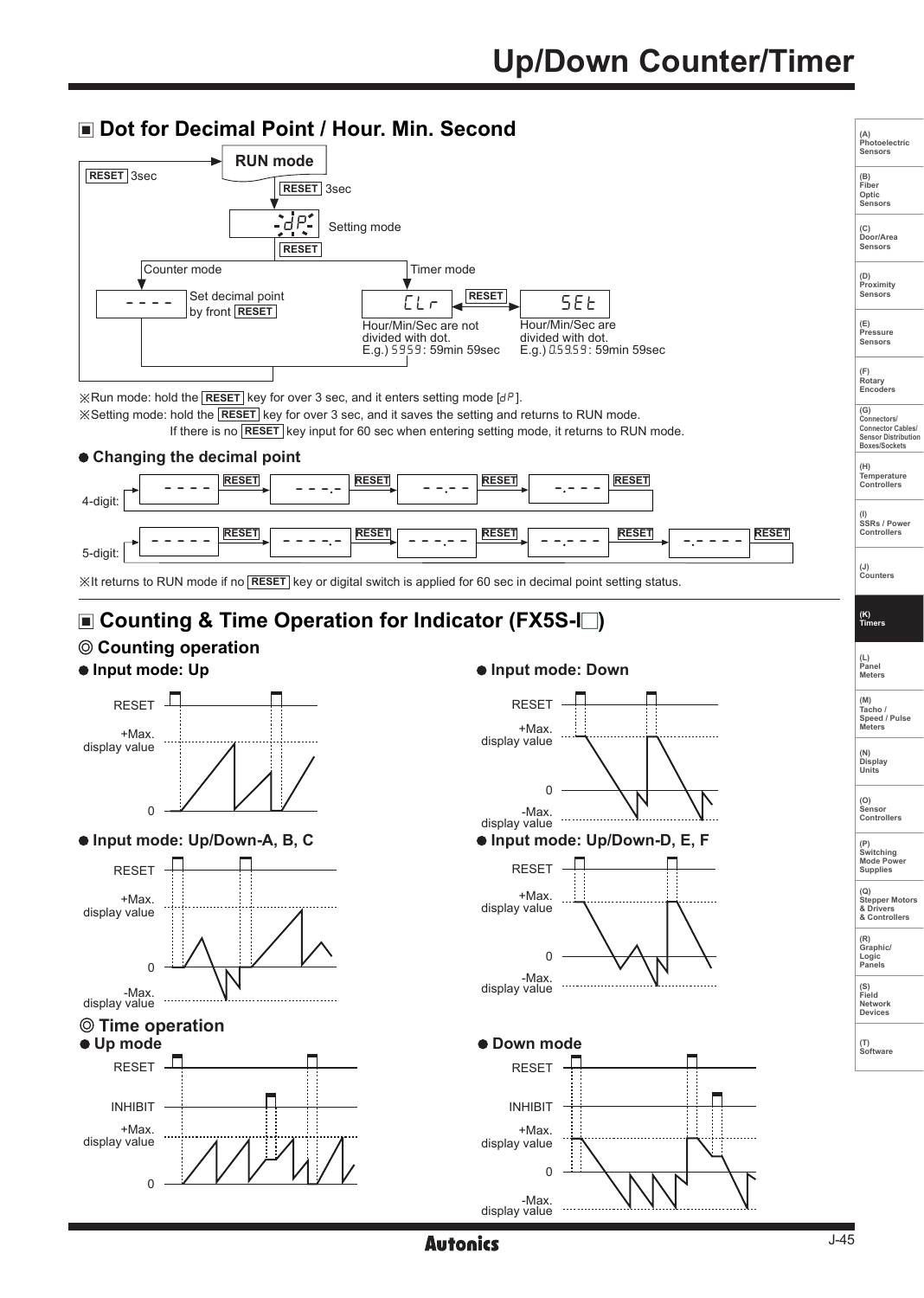## ◼ Dot for Decimal Point / Hour. Min. Second

RUN mode

RESET 3sec

RESET 3sec

dP Setting mode

RESET

Counter mode

- - - - Set decimal point by front RESET

Timer mode

CLr RESET SEt

Hour/Min/Sec are not divided with dot. E.g.) 5959: 59min 59sec

Hour/Min/Sec are divided with dot. E.g.) 0.59.59: 59min 59sec

※Run mode: hold the RESET key for over 3 sec, and it enters setting mode [dP].

※Setting mode: hold the RESET key for over 3 sec, and it saves the setting and returns to RUN mode. If there is no RESET key input for 60 sec when entering setting mode, it returns to RUN mode.

### ● Changing the decimal point

4-digit: - - - - → RESET → - - -.- → RESET → - -.- - → RESET → -.- - - → RESET

5-digit: - - - - - → RESET → - - - -.- → RESET → - - -.- - → RESET → - -.- - - → RESET → -.- - - - → RESET

※It returns to RUN mode if no RESET key or digital switch is applied for 60 sec in decimal point setting status.

## ◼ Counting & Time Operation for Indicator (FX5S-I□)

### ◎ Counting operation

● Input mode: Up

RESET, +Max. display value, 0

● Input mode: Down

RESET, +Max. display value, 0, -Max. display value

● Input mode: Up/Down-A, B, C

RESET, +Max. display value, 0, -Max. display value

● Input mode: Up/Down-D, E, F

RESET, +Max. display value, 0, -Max. display value

### ◎ Time operation

● Up mode

RESET, INHIBIT, +Max. display value, 0

● Down mode

RESET, INHIBIT, +Max. display value, 0, -Max. display value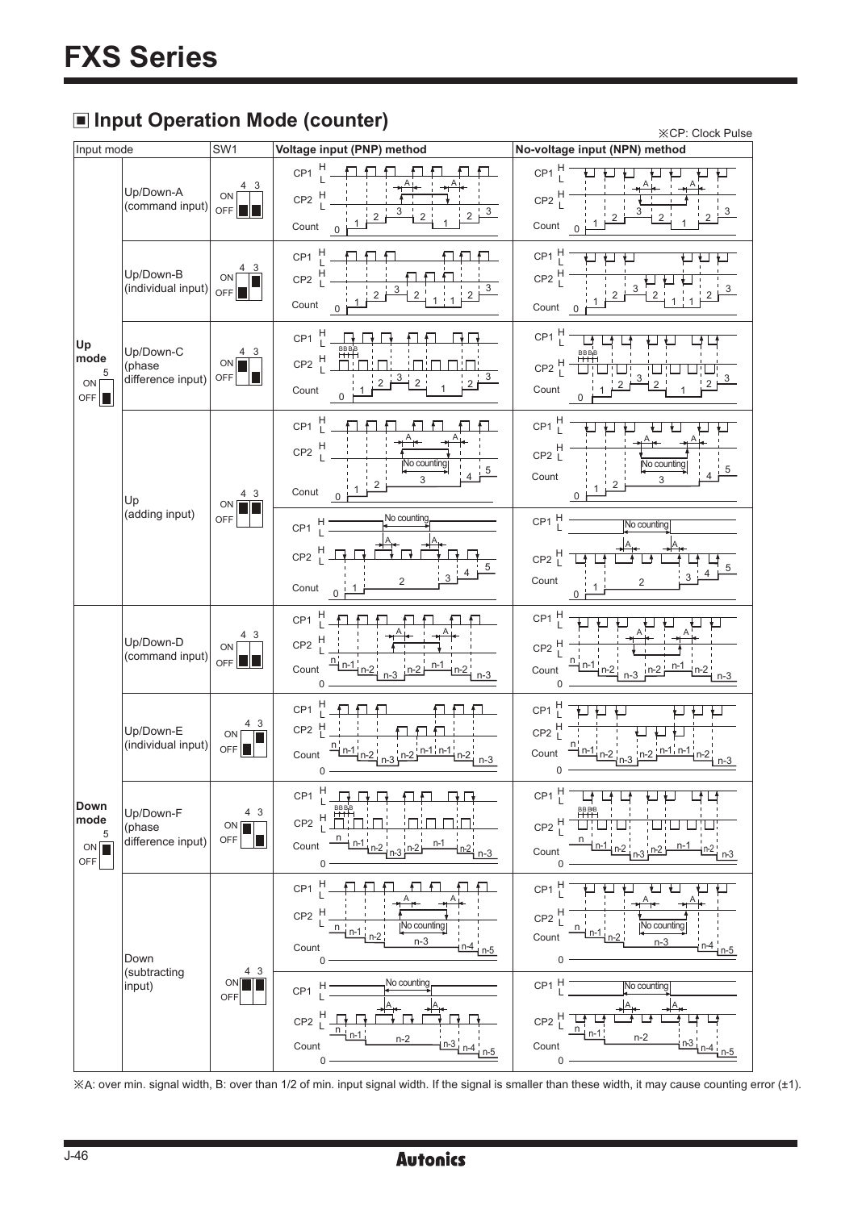## ■ Input Operation Mode (counter)

※CP: Clock Pulse

| Input mode | | SW1 | Voltage input (PNP) method | No-voltage input (NPN) method |
|---|---|---|---|---|
| Up mode (5: OFF) | Up/Down-A (command input) | 4: OFF, 3: OFF | CP1 H/L, CP2 H/L, Count: 0, 1, 2, 3, 2, 1, 2, 3 (A) | CP1 H/L, CP2 H/L, Count: 0, 1, 2, 3, 2, 1, 2, 3 (A) |
| | Up/Down-B (individual input) | 4: OFF, 3: ON | CP1 H/L, CP2 H/L, Count: 0, 1, 2, 3, 2, 1, 1, 2, 3 | CP1 H/L, CP2 H/L, Count: 0, 1, 2, 3, 2, 1, 1, 2, 3 |
| | Up/Down-C (phase difference input) | 4: ON, 3: OFF | CP1 H/L, CP2 H/L (BBBB), Count: 0, 1, 2, 3, 2, 1, 2, 3 | CP1 H/L, CP2 H/L (BBBB), Count: 0, 1, 2, 3, 2, 1, 2, 3 |
| | Up (adding input) | 4: ON, 3: ON | CP1 H/L, CP2 H/L, Conut: 0, 1, 2, 3 (No counting), 4, 5 (A) | CP1 H/L, CP2 H/L, Count: 0, 1, 2, 3 (No counting), 4, 5 (A) |
| | | | CP1 H/L (No counting), CP2 H/L, Conut: 0, 1, 2, 3, 4, 5 (A) | CP1 H/L (No counting), CP2 H/L, Count: 0, 1, 2, 3, 4, 5 (A) |
| Down mode (5: ON) | Up/Down-D (command input) | 4: OFF, 3: OFF | CP1 H/L, CP2 H/L, Count: 0, n, n-1, n-2, n-3, n-2, n-1, n-2, n-3 (A) | CP1 H/L, CP2 H/L, Count: 0, n, n-1, n-2, n-3, n-2, n-1, n-2, n-3 (A) |
| | Up/Down-E (individual input) | 4: OFF, 3: ON | CP1 H/L, CP2 H/L, Count: 0, n, n-1, n-2, n-3, n-2, n-1, n-1, n-2, n-3 | CP1 H/L, CP2 H/L, Count: 0, n, n-1, n-2, n-3, n-2, n-1, n-1, n-2, n-3 |
| | Up/Down-F (phase difference input) | 4: ON, 3: OFF | CP1 H/L, CP2 H/L (BBBB), Count: 0, n, n-1, n-2, n-3, n-2, n-1, n-2, n-3 | CP1 H/L, CP2 H/L (BBBB), Count: 0, n, n-1, n-2, n-3, n-2, n-1, n-2, n-3 |
| | Down (subtracting input) | 4: ON, 3: ON | CP1 H/L, CP2 H/L, Count: 0, n, n-1, n-2, n-3 (No counting), n-4, n-5 (A) | CP1 H/L, CP2 H/L, Count: 0, n, n-1, n-2, n-3 (No counting), n-4, n-5 (A) |
| | | | CP1 H/L (No counting), CP2 H/L, Count: 0, n, n-1, n-2, n-3, n-4, n-5 (A) | CP1 H/L (No counting), CP2 H/L, Count: 0, n, n-1, n-2, n-3, n-4, n-5 (A) |

※A: over min. signal width, B: over than 1/2 of min. input signal width. If the signal is smaller than these width, it may cause counting error (±1).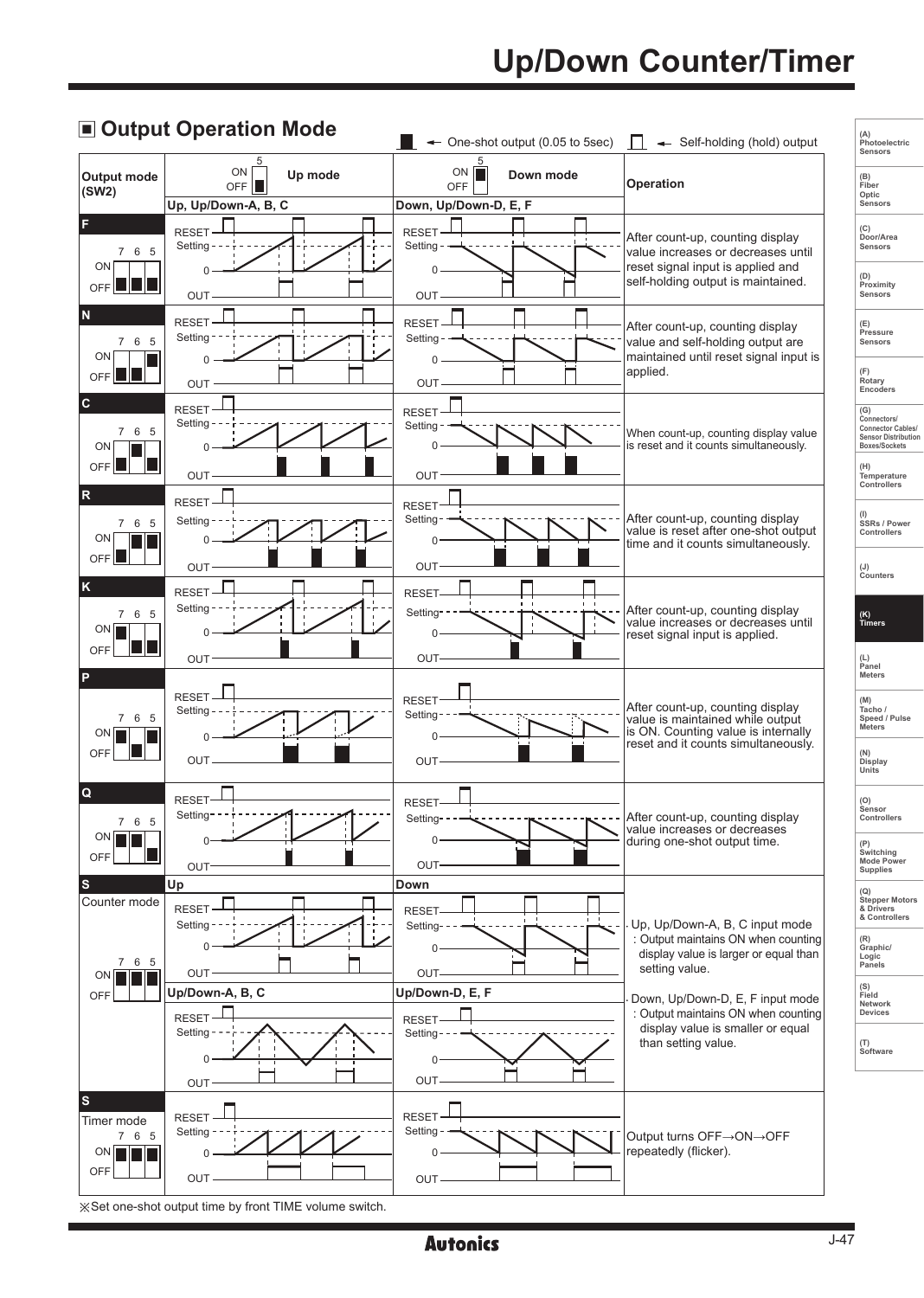# Up/Down Counter/Timer

## ■ Output Operation Mode

■ ← One-shot output (0.05 to 5sec) □ ← Self-holding (hold) output

| Output mode (SW2) | 5 ON/OFF Up mode — Up, Up/Down-A, B, C | 5 ON/OFF Down mode — Down, Up/Down-D, E, F | Operation |
|---|---|---|---|
| F (7 6 5: OFF OFF OFF) | RESET / Setting / 0 / OUT | RESET / Setting / 0 / OUT | After count-up, counting display value increases or decreases until reset signal input is applied and self-holding output is maintained. |
| N (7 6 5: OFF OFF ON) | RESET / Setting / 0 / OUT | RESET / Setting / 0 / OUT | After count-up, counting display value and self-holding output are maintained until reset signal input is applied. |
| C (7 6 5: OFF ON OFF) | RESET / Setting / 0 / OUT | RESET / Setting / 0 / OUT | When count-up, counting display value is reset and it counts simultaneously. |
| R (7 6 5: OFF ON ON) | RESET / Setting / 0 / OUT | RESET / Setting / 0 / OUT | After count-up, counting display value is reset after one-shot output time and it counts simultaneously. |
| K (7 6 5: ON OFF OFF) | RESET / Setting / 0 / OUT | RESET / Setting / 0 / OUT | After count-up, counting display value increases or decreases until reset signal input is applied. |
| P (7 6 5: ON OFF ON) | RESET / Setting / 0 / OUT | RESET / Setting / 0 / OUT | After count-up, counting display value is maintained while output is ON. Counting value is internally reset and it counts simultaneously. |
| Q (7 6 5: ON ON OFF) | RESET / Setting / 0 / OUT | RESET / Setting / 0 / OUT | After count-up, counting display value increases or decreases during one-shot output time. |
| S Counter mode (7 6 5: ON ON ON) | Up: RESET / Setting / 0 / OUT; Up/Down-A, B, C: RESET / Setting / 0 / OUT | Down: RESET / Setting / 0 / OUT; Up/Down-D, E, F: RESET / Setting / 0 / OUT | · Up, Up/Down-A, B, C input mode : Output maintains ON when counting display value is larger or equal than setting value. · Down, Up/Down-D, E, F input mode : Output maintains ON when counting display value is smaller or equal than setting value. |
| S Timer mode (7 6 5: ON ON ON) | RESET / Setting / 0 / OUT | RESET / Setting / 0 / OUT | Output turns OFF→ON→OFF repeatedly (flicker). |

※Set one-shot output time by front TIME volume switch.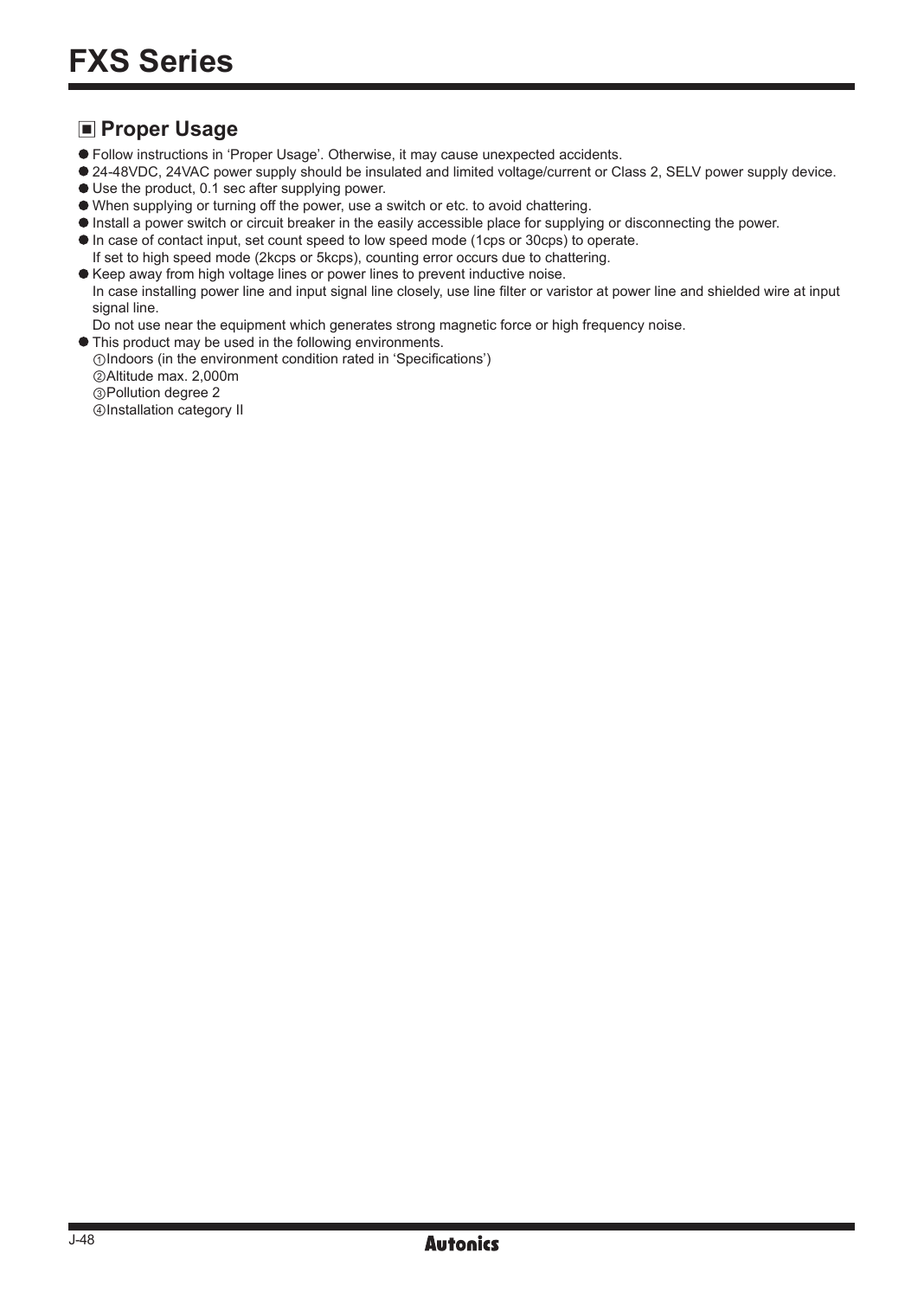# FXS Series

## ▣ Proper Usage

- Follow instructions in 'Proper Usage'. Otherwise, it may cause unexpected accidents.
- 24-48VDC, 24VAC power supply should be insulated and limited voltage/current or Class 2, SELV power supply device.
- Use the product, 0.1 sec after supplying power.
- When supplying or turning off the power, use a switch or etc. to avoid chattering.
- Install a power switch or circuit breaker in the easily accessible place for supplying or disconnecting the power.
- In case of contact input, set count speed to low speed mode (1cps or 30cps) to operate.
  If set to high speed mode (2kcps or 5kcps), counting error occurs due to chattering.
- Keep away from high voltage lines or power lines to prevent inductive noise.
  In case installing power line and input signal line closely, use line filter or varistor at power line and shielded wire at input signal line.
  Do not use near the equipment which generates strong magnetic force or high frequency noise.
- This product may be used in the following environments.
  ①Indoors (in the environment condition rated in 'Specifications')
  ②Altitude max. 2,000m
  ③Pollution degree 2
  ④Installation category II